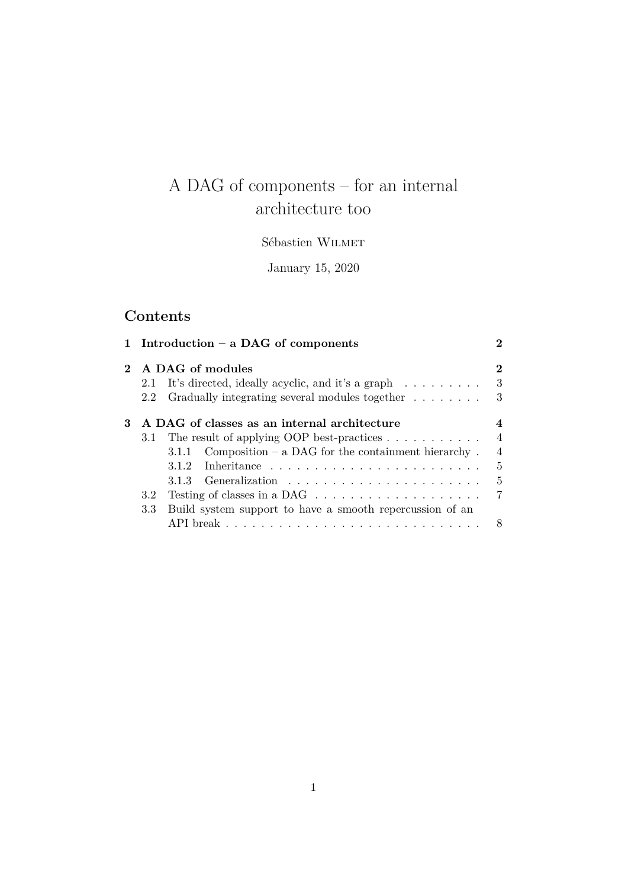# A DAG of components – for an internal architecture too

Sébastien Wilmet

January 15, 2020

## Contents

| | | |
|---|---|---|
| **1** | **Introduction – a DAG of components** | **2** |
| **2** | **A DAG of modules** | **2** |
| 2.1 | It's directed, ideally acyclic, and it's a graph | 3 |
| 2.2 | Gradually integrating several modules together | 3 |
| **3** | **A DAG of classes as an internal architecture** | **4** |
| 3.1 | The result of applying OOP best-practices | 4 |
| 3.1.1 | Composition – a DAG for the containment hierarchy | 4 |
| 3.1.2 | Inheritance | 5 |
| 3.1.3 | Generalization | 5 |
| 3.2 | Testing of classes in a DAG | 7 |
| 3.3 | Build system support to have a smooth repercussion of an API break | 8 |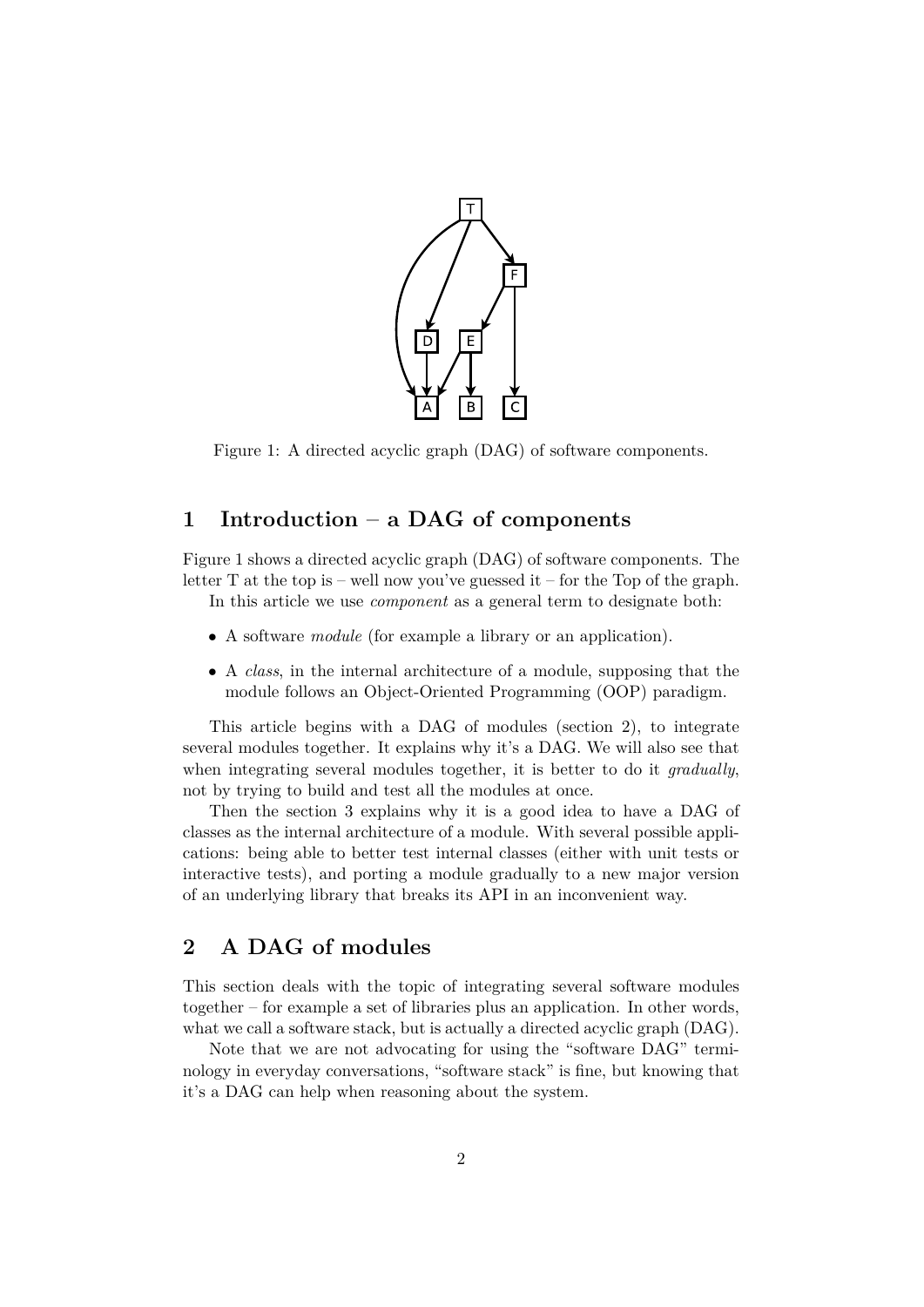Figure 1: A directed acyclic graph (DAG) of software components.

## 1 Introduction – a DAG of components

Figure 1 shows a directed acyclic graph (DAG) of software components. The letter T at the top is – well now you've guessed it – for the Top of the graph.

In this article we use *component* as a general term to designate both:

- A software *module* (for example a library or an application).
- A *class*, in the internal architecture of a module, supposing that the module follows an Object-Oriented Programming (OOP) paradigm.

This article begins with a DAG of modules (section 2), to integrate several modules together. It explains why it's a DAG. We will also see that when integrating several modules together, it is better to do it *gradually*, not by trying to build and test all the modules at once.

Then the section 3 explains why it is a good idea to have a DAG of classes as the internal architecture of a module. With several possible applications: being able to better test internal classes (either with unit tests or interactive tests), and porting a module gradually to a new major version of an underlying library that breaks its API in an inconvenient way.

## 2 A DAG of modules

This section deals with the topic of integrating several software modules together – for example a set of libraries plus an application. In other words, what we call a software stack, but is actually a directed acyclic graph (DAG).

Note that we are not advocating for using the "software DAG" terminology in everyday conversations, "software stack" is fine, but knowing that it's a DAG can help when reasoning about the system.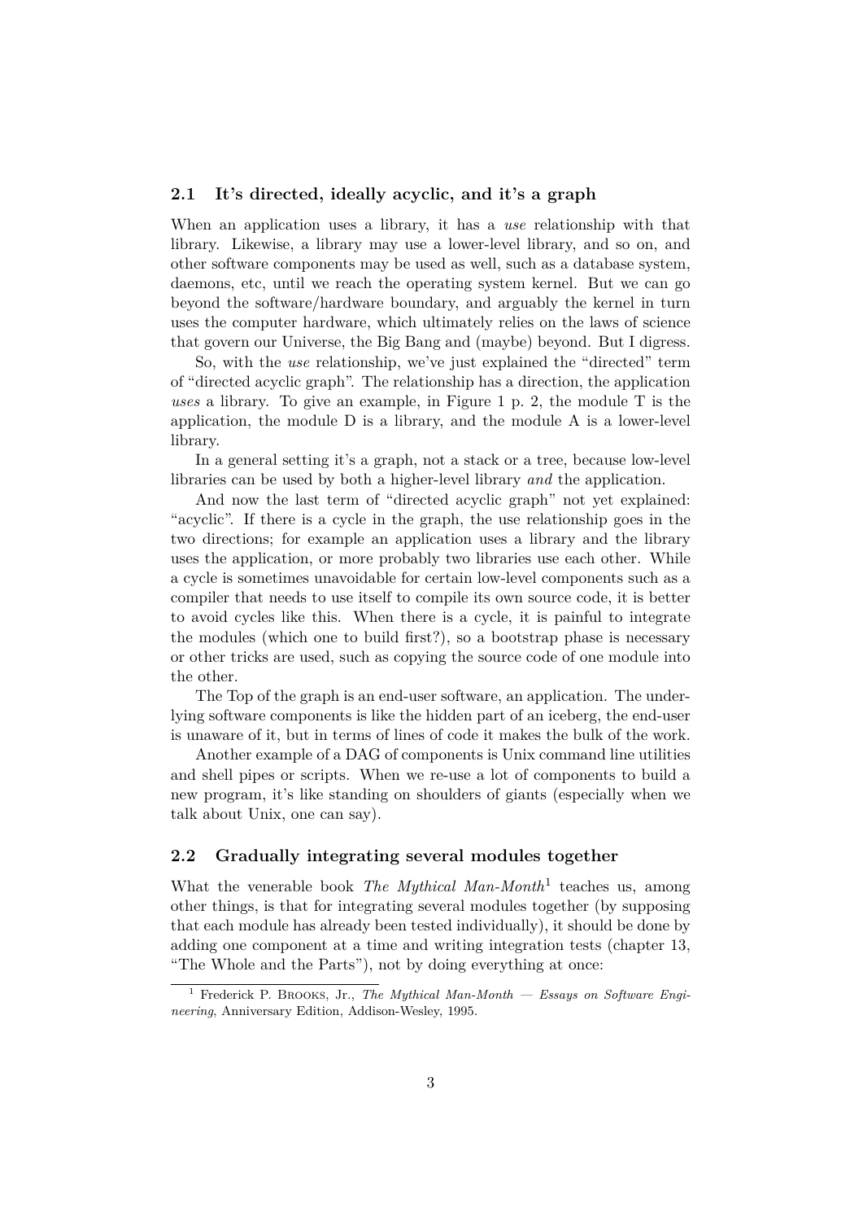## 2.1 It's directed, ideally acyclic, and it's a graph

When an application uses a library, it has a *use* relationship with that library. Likewise, a library may use a lower-level library, and so on, and other software components may be used as well, such as a database system, daemons, etc, until we reach the operating system kernel. But we can go beyond the software/hardware boundary, and arguably the kernel in turn uses the computer hardware, which ultimately relies on the laws of science that govern our Universe, the Big Bang and (maybe) beyond. But I digress.

So, with the *use* relationship, we've just explained the "directed" term of "directed acyclic graph". The relationship has a direction, the application *uses* a library. To give an example, in Figure 1 p. 2, the module T is the application, the module D is a library, and the module A is a lower-level library.

In a general setting it's a graph, not a stack or a tree, because low-level libraries can be used by both a higher-level library *and* the application.

And now the last term of "directed acyclic graph" not yet explained: "acyclic". If there is a cycle in the graph, the use relationship goes in the two directions; for example an application uses a library and the library uses the application, or more probably two libraries use each other. While a cycle is sometimes unavoidable for certain low-level components such as a compiler that needs to use itself to compile its own source code, it is better to avoid cycles like this. When there is a cycle, it is painful to integrate the modules (which one to build first?), so a bootstrap phase is necessary or other tricks are used, such as copying the source code of one module into the other.

The Top of the graph is an end-user software, an application. The underlying software components is like the hidden part of an iceberg, the end-user is unaware of it, but in terms of lines of code it makes the bulk of the work.

Another example of a DAG of components is Unix command line utilities and shell pipes or scripts. When we re-use a lot of components to build a new program, it's like standing on shoulders of giants (especially when we talk about Unix, one can say).

## 2.2 Gradually integrating several modules together

What the venerable book *The Mythical Man-Month*[1] teaches us, among other things, is that for integrating several modules together (by supposing that each module has already been tested individually), it should be done by adding one component at a time and writing integration tests (chapter 13, "The Whole and the Parts"), not by doing everything at once:

[1] Frederick P. Brooks, Jr., *The Mythical Man-Month — Essays on Software Engineering*, Anniversary Edition, Addison-Wesley, 1995.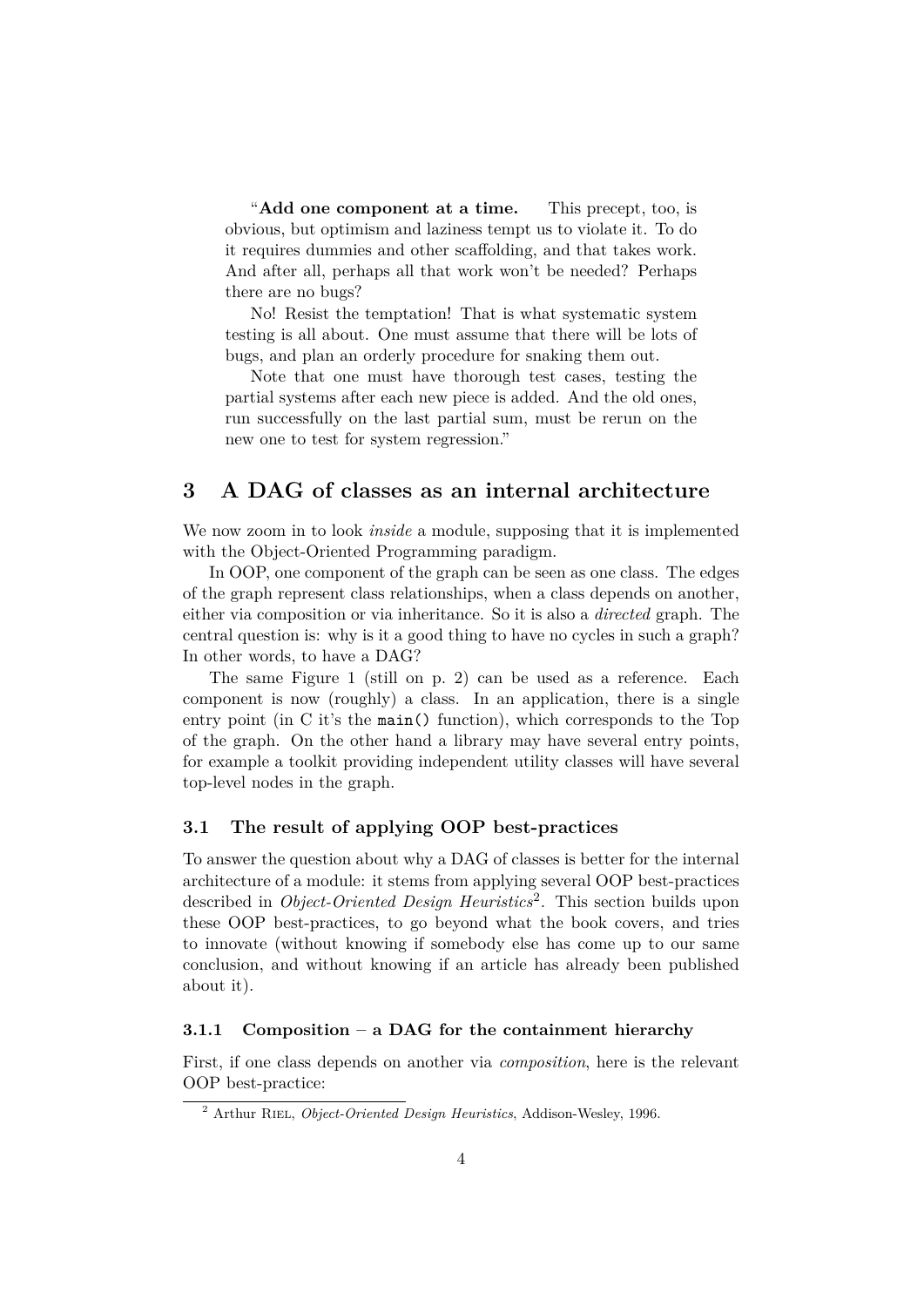"**Add one component at a time.** This precept, too, is obvious, but optimism and laziness tempt us to violate it. To do it requires dummies and other scaffolding, and that takes work. And after all, perhaps all that work won't be needed? Perhaps there are no bugs?

No! Resist the temptation! That is what systematic system testing is all about. One must assume that there will be lots of bugs, and plan an orderly procedure for snaking them out.

Note that one must have thorough test cases, testing the partial systems after each new piece is added. And the old ones, run successfully on the last partial sum, must be rerun on the new one to test for system regression."

## 3 A DAG of classes as an internal architecture

We now zoom in to look *inside* a module, supposing that it is implemented with the Object-Oriented Programming paradigm.

In OOP, one component of the graph can be seen as one class. The edges of the graph represent class relationships, when a class depends on another, either via composition or via inheritance. So it is also a *directed* graph. The central question is: why is it a good thing to have no cycles in such a graph? In other words, to have a DAG?

The same Figure 1 (still on p. 2) can be used as a reference. Each component is now (roughly) a class. In an application, there is a single entry point (in C it's the `main()` function), which corresponds to the Top of the graph. On the other hand a library may have several entry points, for example a toolkit providing independent utility classes will have several top-level nodes in the graph.

### 3.1 The result of applying OOP best-practices

To answer the question about why a DAG of classes is better for the internal architecture of a module: it stems from applying several OOP best-practices described in *Object-Oriented Design Heuristics*[2]. This section builds upon these OOP best-practices, to go beyond what the book covers, and tries to innovate (without knowing if somebody else has come up to our same conclusion, and without knowing if an article has already been published about it).

#### 3.1.1 Composition – a DAG for the containment hierarchy

First, if one class depends on another via *composition*, here is the relevant OOP best-practice:

[2] Arthur Riel, *Object-Oriented Design Heuristics*, Addison-Wesley, 1996.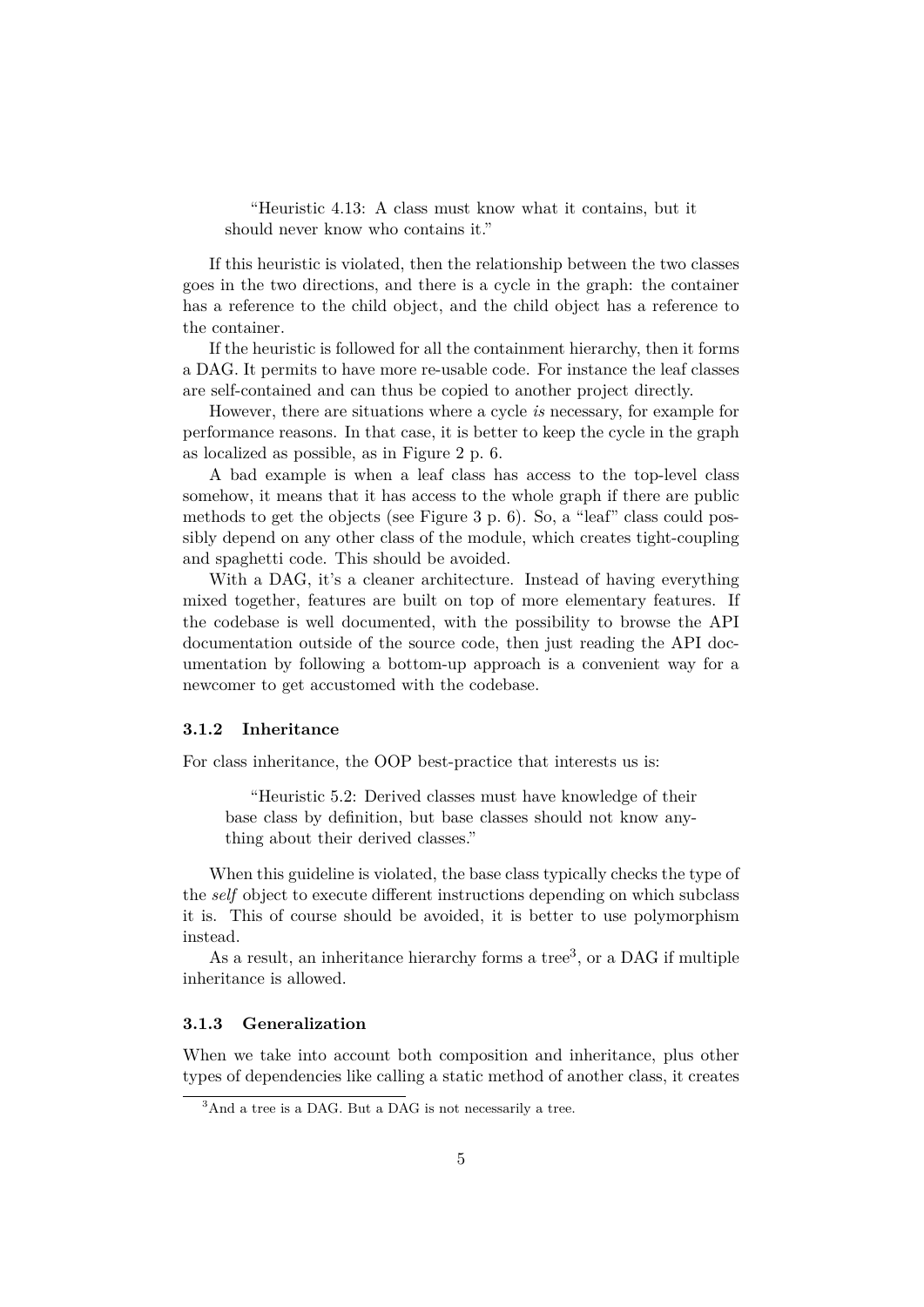> "Heuristic 4.13: A class must know what it contains, but it should never know who contains it."

If this heuristic is violated, then the relationship between the two classes goes in the two directions, and there is a cycle in the graph: the container has a reference to the child object, and the child object has a reference to the container.

If the heuristic is followed for all the containment hierarchy, then it forms a DAG. It permits to have more re-usable code. For instance the leaf classes are self-contained and can thus be copied to another project directly.

However, there are situations where a cycle *is* necessary, for example for performance reasons. In that case, it is better to keep the cycle in the graph as localized as possible, as in Figure 2 p. 6.

A bad example is when a leaf class has access to the top-level class somehow, it means that it has access to the whole graph if there are public methods to get the objects (see Figure 3 p. 6). So, a "leaf" class could possibly depend on any other class of the module, which creates tight-coupling and spaghetti code. This should be avoided.

With a DAG, it's a cleaner architecture. Instead of having everything mixed together, features are built on top of more elementary features. If the codebase is well documented, with the possibility to browse the API documentation outside of the source code, then just reading the API documentation by following a bottom-up approach is a convenient way for a newcomer to get accustomed with the codebase.

### 3.1.2 Inheritance

For class inheritance, the OOP best-practice that interests us is:

> "Heuristic 5.2: Derived classes must have knowledge of their base class by definition, but base classes should not know anything about their derived classes."

When this guideline is violated, the base class typically checks the type of the *self* object to execute different instructions depending on which subclass it is. This of course should be avoided, it is better to use polymorphism instead.

As a result, an inheritance hierarchy forms a tree[3], or a DAG if multiple inheritance is allowed.

### 3.1.3 Generalization

When we take into account both composition and inheritance, plus other types of dependencies like calling a static method of another class, it creates

[3] And a tree is a DAG. But a DAG is not necessarily a tree.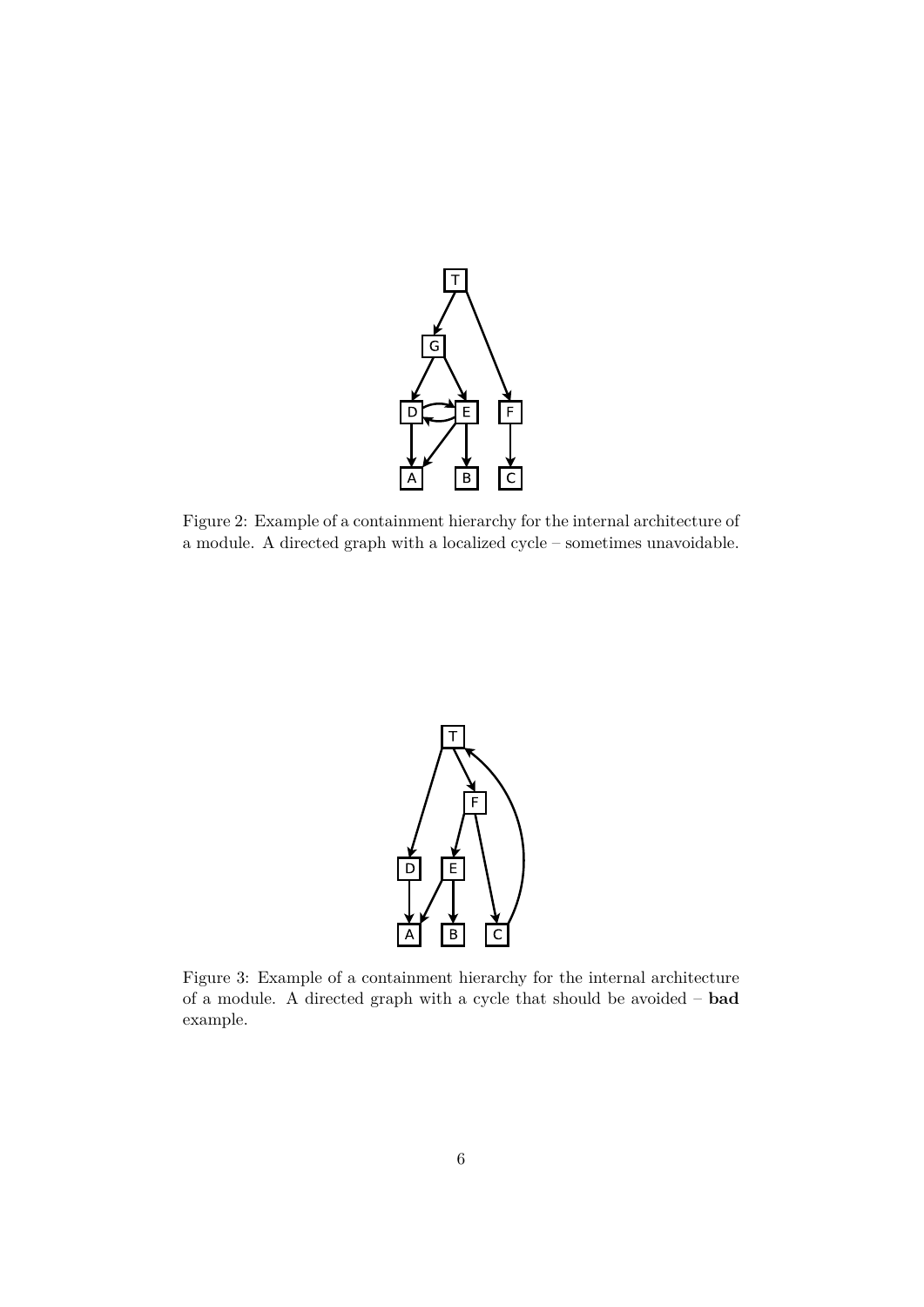Figure 2: Example of a containment hierarchy for the internal architecture of a module. A directed graph with a localized cycle – sometimes unavoidable.

Figure 3: Example of a containment hierarchy for the internal architecture of a module. A directed graph with a cycle that should be avoided – **bad** example.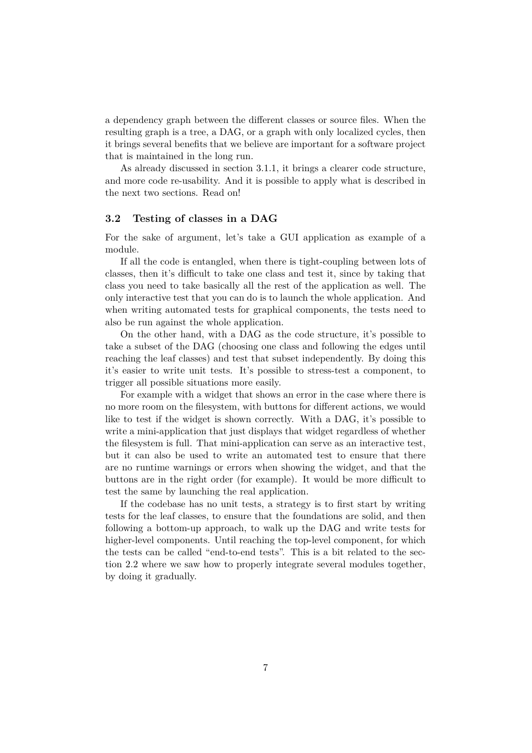a dependency graph between the different classes or source files. When the resulting graph is a tree, a DAG, or a graph with only localized cycles, then it brings several benefits that we believe are important for a software project that is maintained in the long run.

As already discussed in section 3.1.1, it brings a clearer code structure, and more code re-usability. And it is possible to apply what is described in the next two sections. Read on!

### 3.2 Testing of classes in a DAG

For the sake of argument, let's take a GUI application as example of a module.

If all the code is entangled, when there is tight-coupling between lots of classes, then it's difficult to take one class and test it, since by taking that class you need to take basically all the rest of the application as well. The only interactive test that you can do is to launch the whole application. And when writing automated tests for graphical components, the tests need to also be run against the whole application.

On the other hand, with a DAG as the code structure, it's possible to take a subset of the DAG (choosing one class and following the edges until reaching the leaf classes) and test that subset independently. By doing this it's easier to write unit tests. It's possible to stress-test a component, to trigger all possible situations more easily.

For example with a widget that shows an error in the case where there is no more room on the filesystem, with buttons for different actions, we would like to test if the widget is shown correctly. With a DAG, it's possible to write a mini-application that just displays that widget regardless of whether the filesystem is full. That mini-application can serve as an interactive test, but it can also be used to write an automated test to ensure that there are no runtime warnings or errors when showing the widget, and that the buttons are in the right order (for example). It would be more difficult to test the same by launching the real application.

If the codebase has no unit tests, a strategy is to first start by writing tests for the leaf classes, to ensure that the foundations are solid, and then following a bottom-up approach, to walk up the DAG and write tests for higher-level components. Until reaching the top-level component, for which the tests can be called "end-to-end tests". This is a bit related to the section 2.2 where we saw how to properly integrate several modules together, by doing it gradually.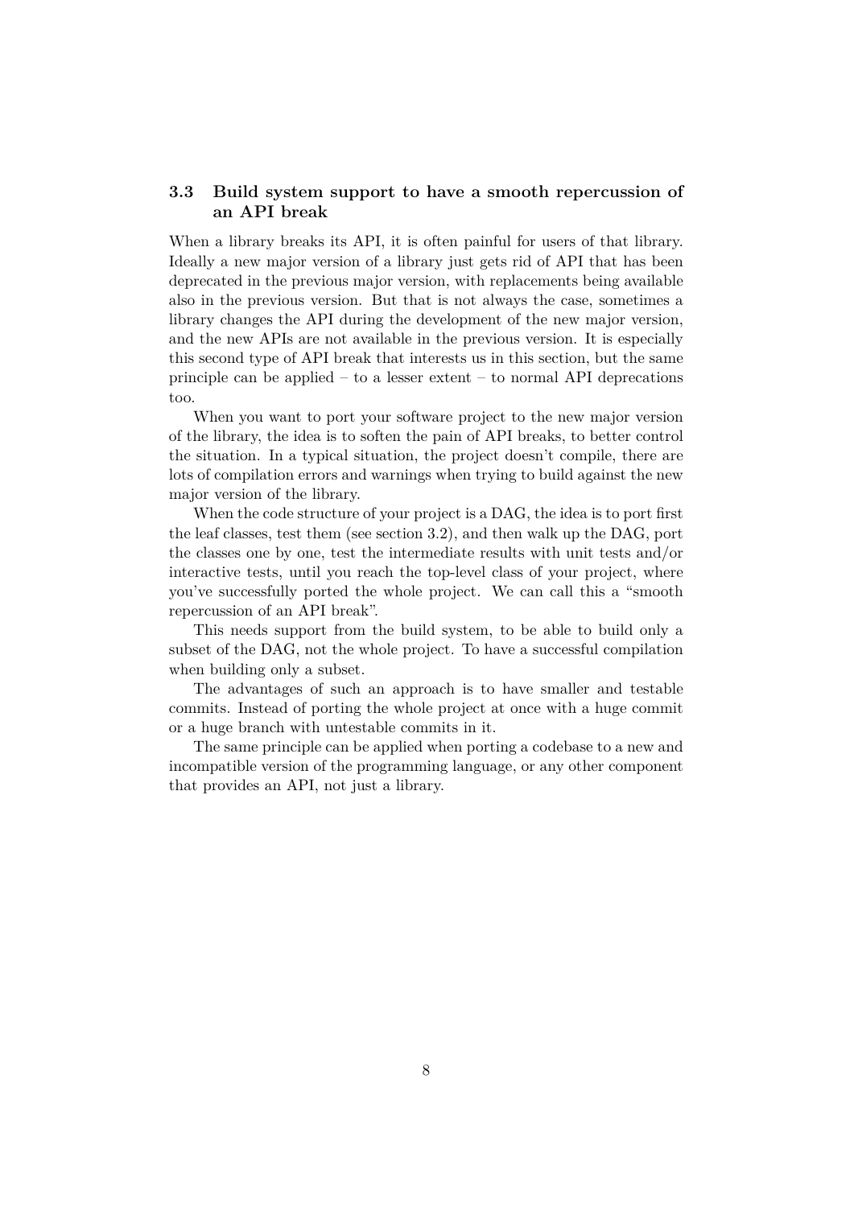### 3.3 Build system support to have a smooth repercussion of an API break

When a library breaks its API, it is often painful for users of that library. Ideally a new major version of a library just gets rid of API that has been deprecated in the previous major version, with replacements being available also in the previous version. But that is not always the case, sometimes a library changes the API during the development of the new major version, and the new APIs are not available in the previous version. It is especially this second type of API break that interests us in this section, but the same principle can be applied – to a lesser extent – to normal API deprecations too.

When you want to port your software project to the new major version of the library, the idea is to soften the pain of API breaks, to better control the situation. In a typical situation, the project doesn't compile, there are lots of compilation errors and warnings when trying to build against the new major version of the library.

When the code structure of your project is a DAG, the idea is to port first the leaf classes, test them (see section 3.2), and then walk up the DAG, port the classes one by one, test the intermediate results with unit tests and/or interactive tests, until you reach the top-level class of your project, where you've successfully ported the whole project. We can call this a "smooth repercussion of an API break".

This needs support from the build system, to be able to build only a subset of the DAG, not the whole project. To have a successful compilation when building only a subset.

The advantages of such an approach is to have smaller and testable commits. Instead of porting the whole project at once with a huge commit or a huge branch with untestable commits in it.

The same principle can be applied when porting a codebase to a new and incompatible version of the programming language, or any other component that provides an API, not just a library.